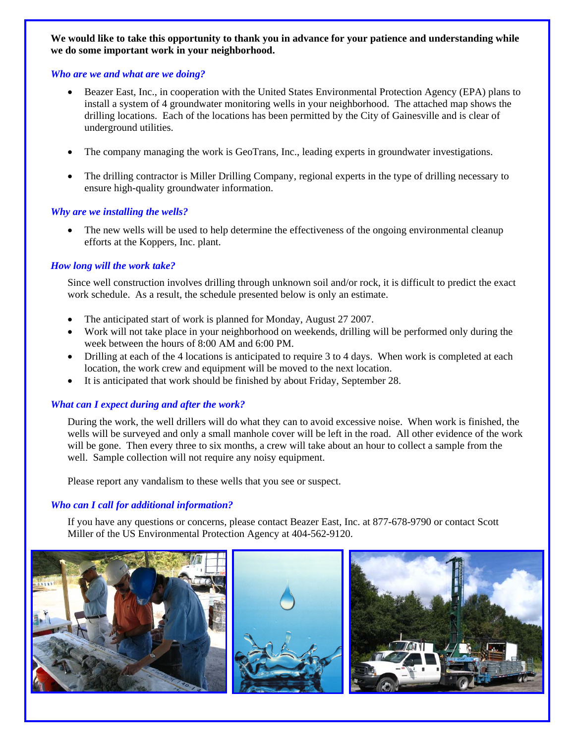**We would like to take this opportunity to thank you in advance for your patience and understanding while we do some important work in your neighborhood.**

### *Who are we and what are we doing?*

- Beazer East, Inc., in cooperation with the United States Environmental Protection Agency (EPA) plans to install a system of 4 groundwater monitoring wells in your neighborhood. The attached map shows the drilling locations. Each of the locations has been permitted by the City of Gainesville and is clear of underground utilities.

- The company managing the work is GeoTrans, Inc., leading experts in groundwater investigations.

- The drilling contractor is Miller Drilling Company, regional experts in the type of drilling necessary to ensure high-quality groundwater information.

### *Why are we installing the wells?*

- The new wells will be used to help determine the effectiveness of the ongoing environmental cleanup efforts at the Koppers, Inc. plant.

### *How long will the work take?*

Since well construction involves drilling through unknown soil and/or rock, it is difficult to predict the exact work schedule. As a result, the schedule presented below is only an estimate.

- The anticipated start of work is planned for Monday, August 27 2007.
- Work will not take place in your neighborhood on weekends, drilling will be performed only during the week between the hours of 8:00 AM and 6:00 PM.
- Drilling at each of the 4 locations is anticipated to require 3 to 4 days. When work is completed at each location, the work crew and equipment will be moved to the next location.
- It is anticipated that work should be finished by about Friday, September 28.

### *What can I expect during and after the work?*

During the work, the well drillers will do what they can to avoid excessive noise. When work is finished, the wells will be surveyed and only a small manhole cover will be left in the road. All other evidence of the work will be gone. Then every three to six months, a crew will take about an hour to collect a sample from the well. Sample collection will not require any noisy equipment.

Please report any vandalism to these wells that you see or suspect.

### *Who can I call for additional information?*

If you have any questions or concerns, please contact Beazer East, Inc. at 877-678-9790 or contact Scott Miller of the US Environmental Protection Agency at 404-562-9120.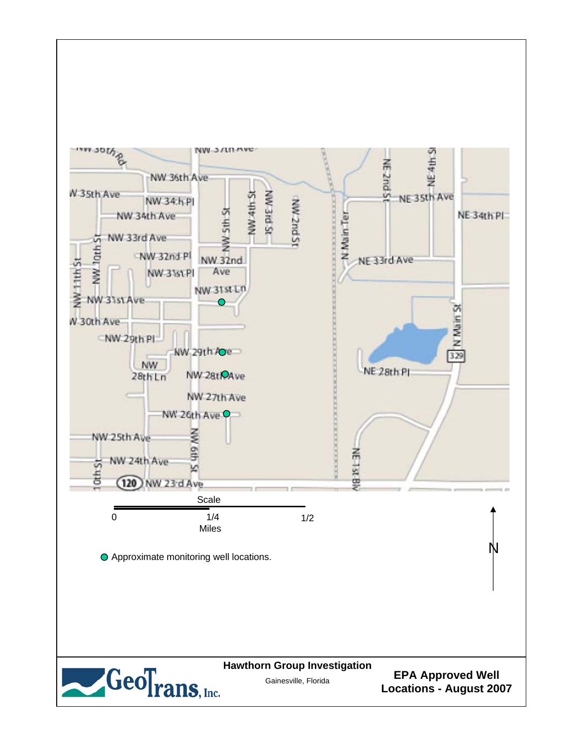Scale

0 1/4 1/2

Miles

N

○ Approximate monitoring well locations.

**Hawthorn Group Investigation**

Gainesville, Florida

**EPA Approved Well Locations - August 2007**

GeoTrans, Inc.